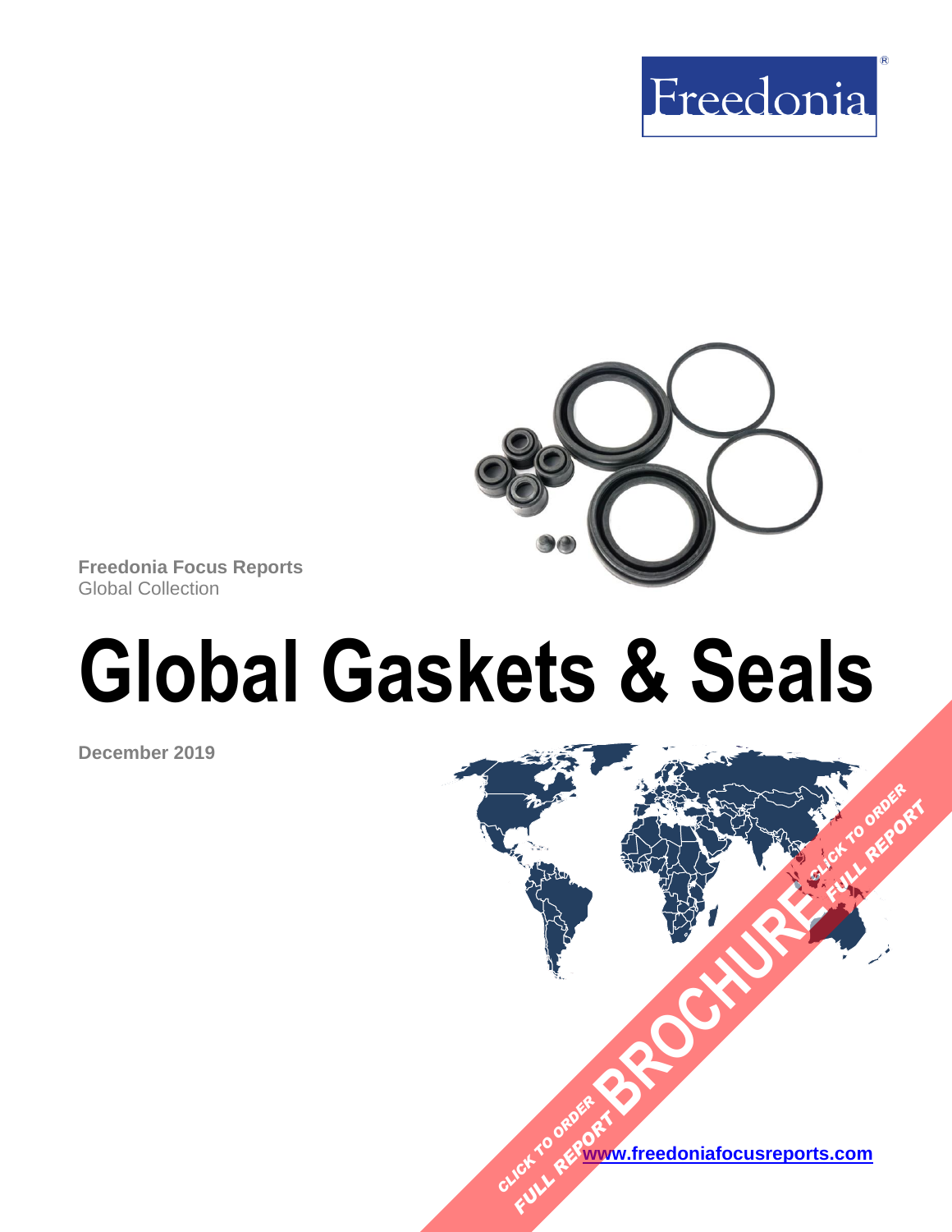Freedonia

**Freedonia Focus Reports**
Global Collection

# Global Gaskets & Seals

**December 2019**

CLICK TO ORDER FULL REPORT BROCHURE

[www.freedoniafocusreports.com](http://www.freedoniafocusreports.com)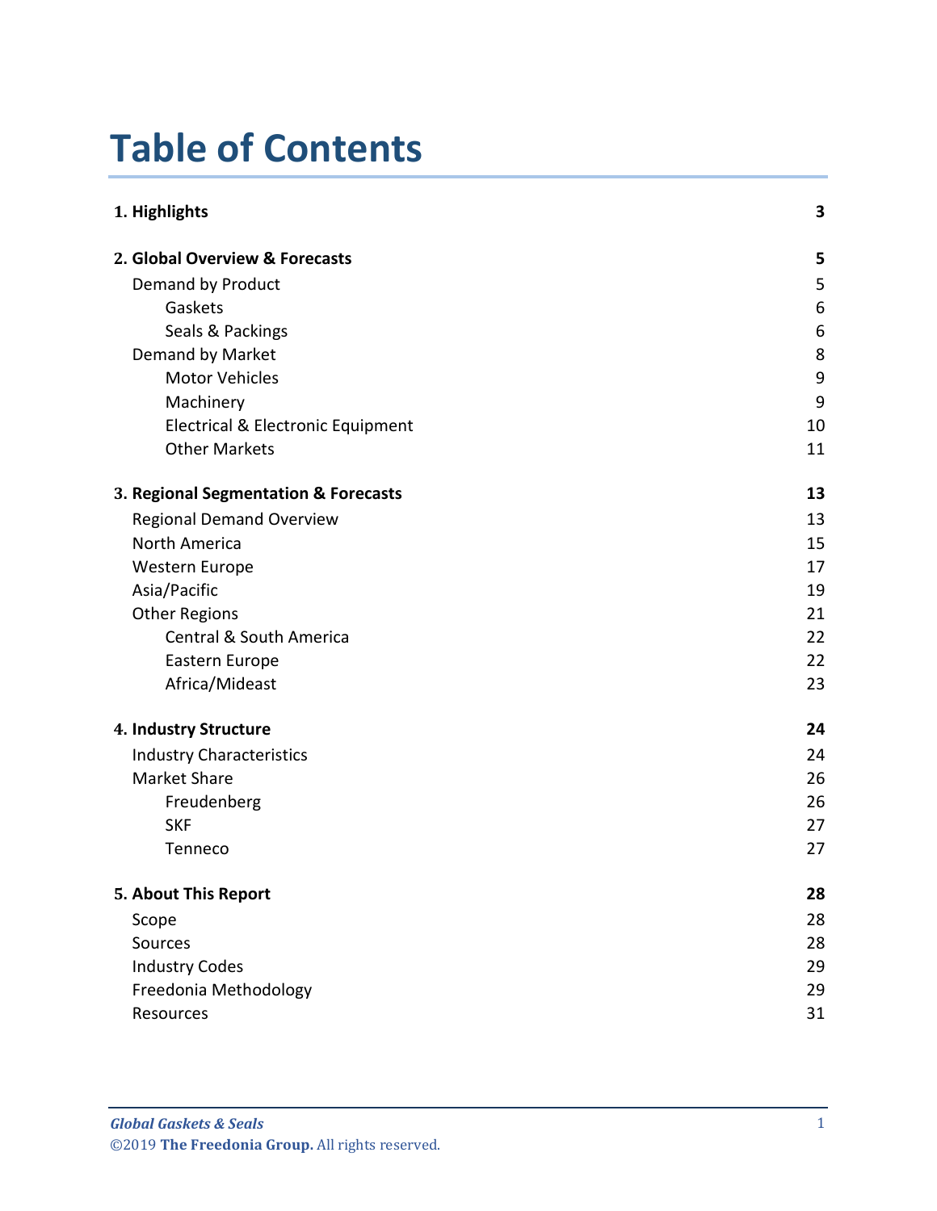# Table of Contents

| | |
|---|---|
| **1. Highlights** | **3** |
| **2. Global Overview & Forecasts** | **5** |
| Demand by Product | 5 |
| Gaskets | 6 |
| Seals & Packings | 6 |
| Demand by Market | 8 |
| Motor Vehicles | 9 |
| Machinery | 9 |
| Electrical & Electronic Equipment | 10 |
| Other Markets | 11 |
| **3. Regional Segmentation & Forecasts** | **13** |
| Regional Demand Overview | 13 |
| North America | 15 |
| Western Europe | 17 |
| Asia/Pacific | 19 |
| Other Regions | 21 |
| Central & South America | 22 |
| Eastern Europe | 22 |
| Africa/Mideast | 23 |
| **4. Industry Structure** | **24** |
| Industry Characteristics | 24 |
| Market Share | 26 |
| Freudenberg | 26 |
| SKF | 27 |
| Tenneco | 27 |
| **5. About This Report** | **28** |
| Scope | 28 |
| Sources | 28 |
| Industry Codes | 29 |
| Freedonia Methodology | 29 |
| Resources | 31 |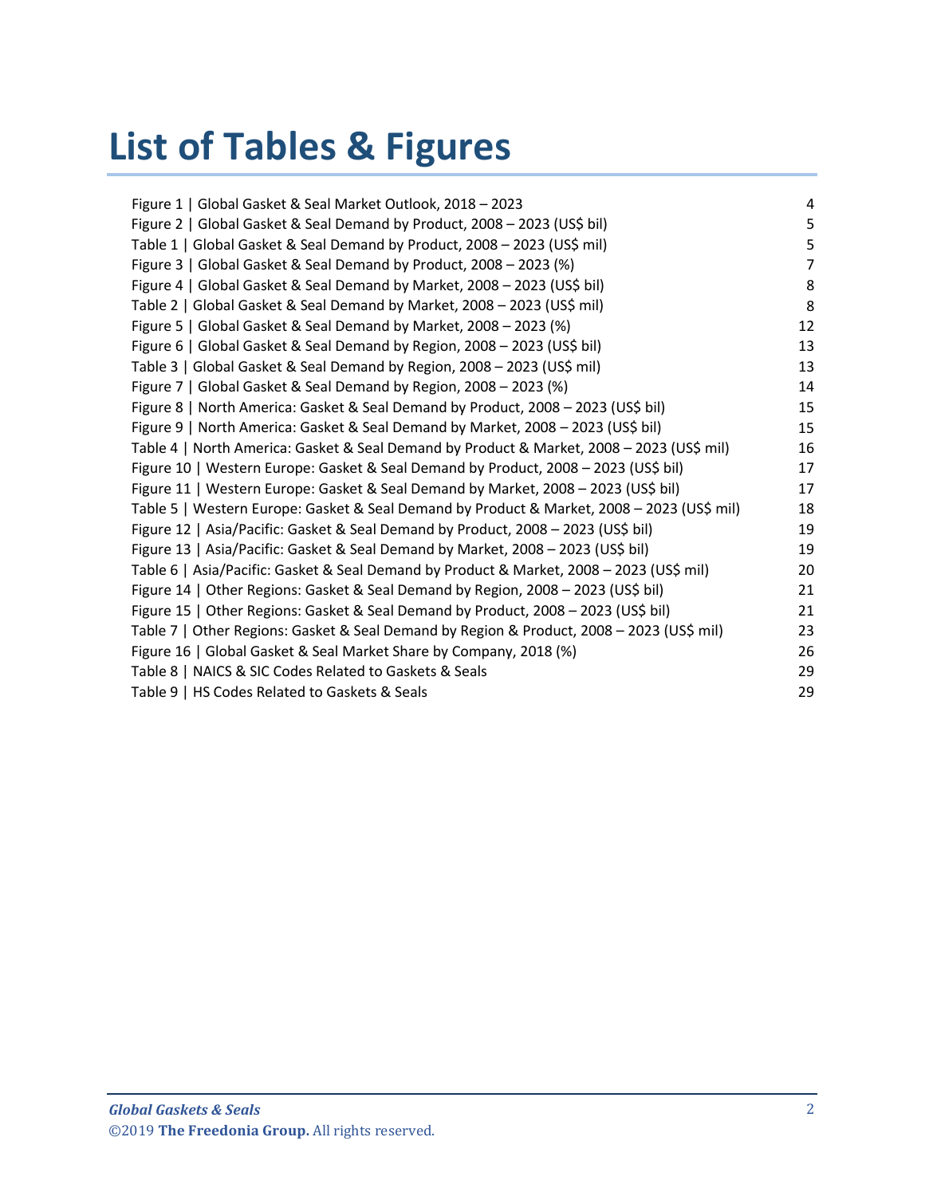# List of Tables & Figures

| | |
|---|---|
| Figure 1 \| Global Gasket & Seal Market Outlook, 2018 – 2023 | 4 |
| Figure 2 \| Global Gasket & Seal Demand by Product, 2008 – 2023 (US$ bil) | 5 |
| Table 1 \| Global Gasket & Seal Demand by Product, 2008 – 2023 (US$ mil) | 5 |
| Figure 3 \| Global Gasket & Seal Demand by Product, 2008 – 2023 (%) | 7 |
| Figure 4 \| Global Gasket & Seal Demand by Market, 2008 – 2023 (US$ bil) | 8 |
| Table 2 \| Global Gasket & Seal Demand by Market, 2008 – 2023 (US$ mil) | 8 |
| Figure 5 \| Global Gasket & Seal Demand by Market, 2008 – 2023 (%) | 12 |
| Figure 6 \| Global Gasket & Seal Demand by Region, 2008 – 2023 (US$ bil) | 13 |
| Table 3 \| Global Gasket & Seal Demand by Region, 2008 – 2023 (US$ mil) | 13 |
| Figure 7 \| Global Gasket & Seal Demand by Region, 2008 – 2023 (%) | 14 |
| Figure 8 \| North America: Gasket & Seal Demand by Product, 2008 – 2023 (US$ bil) | 15 |
| Figure 9 \| North America: Gasket & Seal Demand by Market, 2008 – 2023 (US$ bil) | 15 |
| Table 4 \| North America: Gasket & Seal Demand by Product & Market, 2008 – 2023 (US$ mil) | 16 |
| Figure 10 \| Western Europe: Gasket & Seal Demand by Product, 2008 – 2023 (US$ bil) | 17 |
| Figure 11 \| Western Europe: Gasket & Seal Demand by Market, 2008 – 2023 (US$ bil) | 17 |
| Table 5 \| Western Europe: Gasket & Seal Demand by Product & Market, 2008 – 2023 (US$ mil) | 18 |
| Figure 12 \| Asia/Pacific: Gasket & Seal Demand by Product, 2008 – 2023 (US$ bil) | 19 |
| Figure 13 \| Asia/Pacific: Gasket & Seal Demand by Market, 2008 – 2023 (US$ bil) | 19 |
| Table 6 \| Asia/Pacific: Gasket & Seal Demand by Product & Market, 2008 – 2023 (US$ mil) | 20 |
| Figure 14 \| Other Regions: Gasket & Seal Demand by Region, 2008 – 2023 (US$ bil) | 21 |
| Figure 15 \| Other Regions: Gasket & Seal Demand by Product, 2008 – 2023 (US$ bil) | 21 |
| Table 7 \| Other Regions: Gasket & Seal Demand by Region & Product, 2008 – 2023 (US$ mil) | 23 |
| Figure 16 \| Global Gasket & Seal Market Share by Company, 2018 (%) | 26 |
| Table 8 \| NAICS & SIC Codes Related to Gaskets & Seals | 29 |
| Table 9 \| HS Codes Related to Gaskets & Seals | 29 |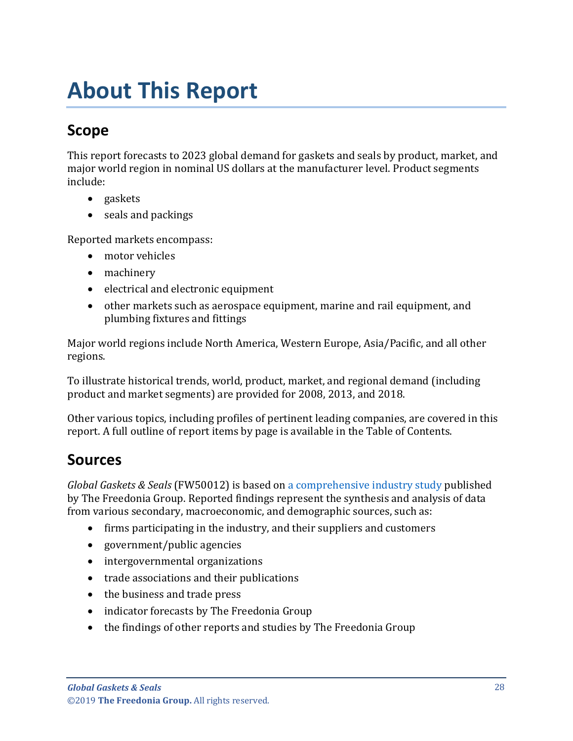# About This Report

## Scope

This report forecasts to 2023 global demand for gaskets and seals by product, market, and major world region in nominal US dollars at the manufacturer level. Product segments include:

- gaskets
- seals and packings

Reported markets encompass:

- motor vehicles
- machinery
- electrical and electronic equipment
- other markets such as aerospace equipment, marine and rail equipment, and plumbing fixtures and fittings

Major world regions include North America, Western Europe, Asia/Pacific, and all other regions.

To illustrate historical trends, world, product, market, and regional demand (including product and market segments) are provided for 2008, 2013, and 2018.

Other various topics, including profiles of pertinent leading companies, are covered in this report. A full outline of report items by page is available in the Table of Contents.

## Sources

*Global Gaskets & Seals* (FW50012) is based on a comprehensive industry study published by The Freedonia Group. Reported findings represent the synthesis and analysis of data from various secondary, macroeconomic, and demographic sources, such as:

- firms participating in the industry, and their suppliers and customers
- government/public agencies
- intergovernmental organizations
- trade associations and their publications
- the business and trade press
- indicator forecasts by The Freedonia Group
- the findings of other reports and studies by The Freedonia Group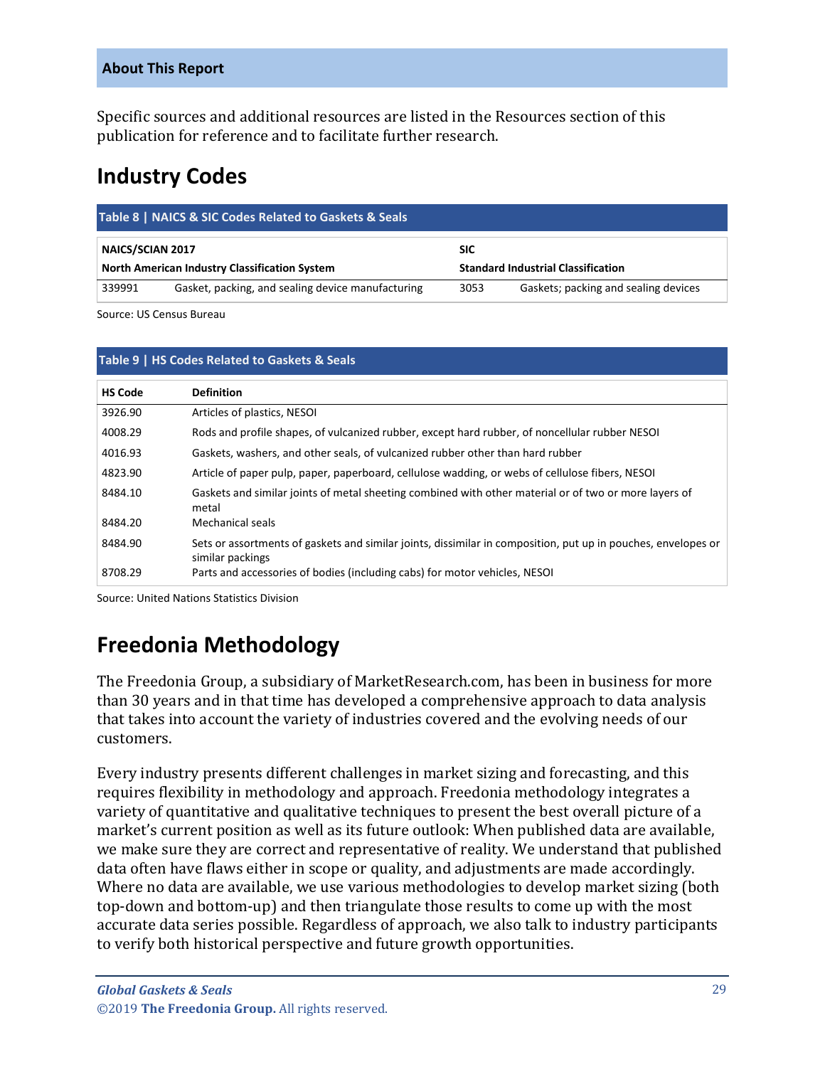## About This Report

Specific sources and additional resources are listed in the Resources section of this publication for reference and to facilitate further research.

# Industry Codes

**Table 8 | NAICS & SIC Codes Related to Gaskets & Seals**

| NAICS/SCIAN 2017 | | SIC | |
|---|---|---|---|
| **North American Industry Classification System** | | **Standard Industrial Classification** | |
| 339991 | Gasket, packing, and sealing device manufacturing | 3053 | Gaskets; packing and sealing devices |

Source: US Census Bureau

**Table 9 | HS Codes Related to Gaskets & Seals**

| HS Code | Definition |
|---|---|
| 3926.90 | Articles of plastics, NESOI |
| 4008.29 | Rods and profile shapes, of vulcanized rubber, except hard rubber, of noncellular rubber NESOI |
| 4016.93 | Gaskets, washers, and other seals, of vulcanized rubber other than hard rubber |
| 4823.90 | Article of paper pulp, paper, paperboard, cellulose wadding, or webs of cellulose fibers, NESOI |
| 8484.10 | Gaskets and similar joints of metal sheeting combined with other material or of two or more layers of metal |
| 8484.20 | Mechanical seals |
| 8484.90 | Sets or assortments of gaskets and similar joints, dissimilar in composition, put up in pouches, envelopes or similar packings |
| 8708.29 | Parts and accessories of bodies (including cabs) for motor vehicles, NESOI |

Source: United Nations Statistics Division

# Freedonia Methodology

The Freedonia Group, a subsidiary of MarketResearch.com, has been in business for more than 30 years and in that time has developed a comprehensive approach to data analysis that takes into account the variety of industries covered and the evolving needs of our customers.

Every industry presents different challenges in market sizing and forecasting, and this requires flexibility in methodology and approach. Freedonia methodology integrates a variety of quantitative and qualitative techniques to present the best overall picture of a market's current position as well as its future outlook: When published data are available, we make sure they are correct and representative of reality. We understand that published data often have flaws either in scope or quality, and adjustments are made accordingly. Where no data are available, we use various methodologies to develop market sizing (both top-down and bottom-up) and then triangulate those results to come up with the most accurate data series possible. Regardless of approach, we also talk to industry participants to verify both historical perspective and future growth opportunities.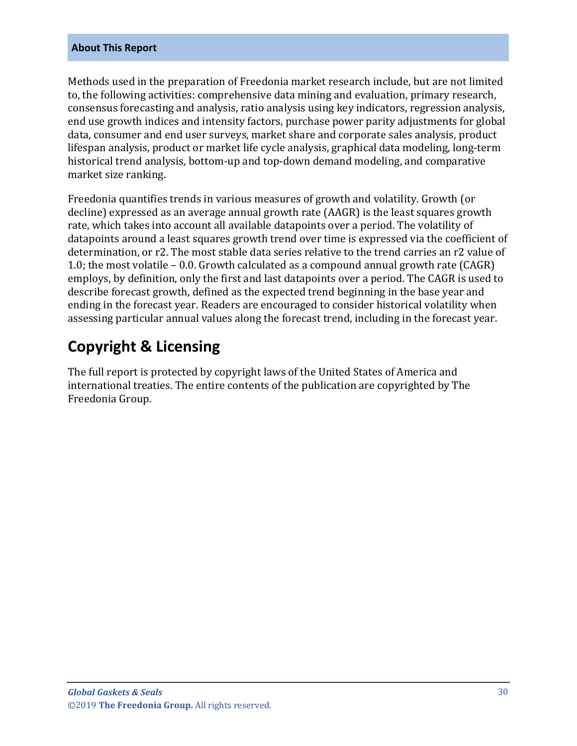## About This Report

Methods used in the preparation of Freedonia market research include, but are not limited to, the following activities: comprehensive data mining and evaluation, primary research, consensus forecasting and analysis, ratio analysis using key indicators, regression analysis, end use growth indices and intensity factors, purchase power parity adjustments for global data, consumer and end user surveys, market share and corporate sales analysis, product lifespan analysis, product or market life cycle analysis, graphical data modeling, long-term historical trend analysis, bottom-up and top-down demand modeling, and comparative market size ranking.

Freedonia quantifies trends in various measures of growth and volatility. Growth (or decline) expressed as an average annual growth rate (AAGR) is the least squares growth rate, which takes into account all available datapoints over a period. The volatility of datapoints around a least squares growth trend over time is expressed via the coefficient of determination, or r2. The most stable data series relative to the trend carries an r2 value of 1.0; the most volatile – 0.0. Growth calculated as a compound annual growth rate (CAGR) employs, by definition, only the first and last datapoints over a period. The CAGR is used to describe forecast growth, defined as the expected trend beginning in the base year and ending in the forecast year. Readers are encouraged to consider historical volatility when assessing particular annual values along the forecast trend, including in the forecast year.

# Copyright & Licensing

The full report is protected by copyright laws of the United States of America and international treaties. The entire contents of the publication are copyrighted by The Freedonia Group.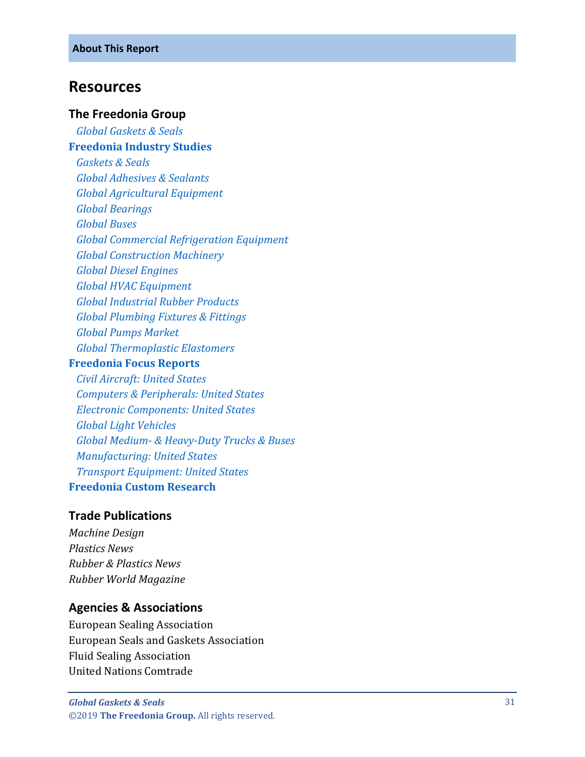**About This Report**

# Resources

### The Freedonia Group

*Global Gaskets & Seals*

**Freedonia Industry Studies**

*Gaskets & Seals*
*Global Adhesives & Sealants*
*Global Agricultural Equipment*
*Global Bearings*
*Global Buses*
*Global Commercial Refrigeration Equipment*
*Global Construction Machinery*
*Global Diesel Engines*
*Global HVAC Equipment*
*Global Industrial Rubber Products*
*Global Plumbing Fixtures & Fittings*
*Global Pumps Market*
*Global Thermoplastic Elastomers*

**Freedonia Focus Reports**

*Civil Aircraft: United States*
*Computers & Peripherals: United States*
*Electronic Components: United States*
*Global Light Vehicles*
*Global Medium- & Heavy-Duty Trucks & Buses*
*Manufacturing: United States*
*Transport Equipment: United States*

**Freedonia Custom Research**

### Trade Publications

*Machine Design*
*Plastics News*
*Rubber & Plastics News*
*Rubber World Magazine*

### Agencies & Associations

European Sealing Association
European Seals and Gaskets Association
Fluid Sealing Association
United Nations Comtrade